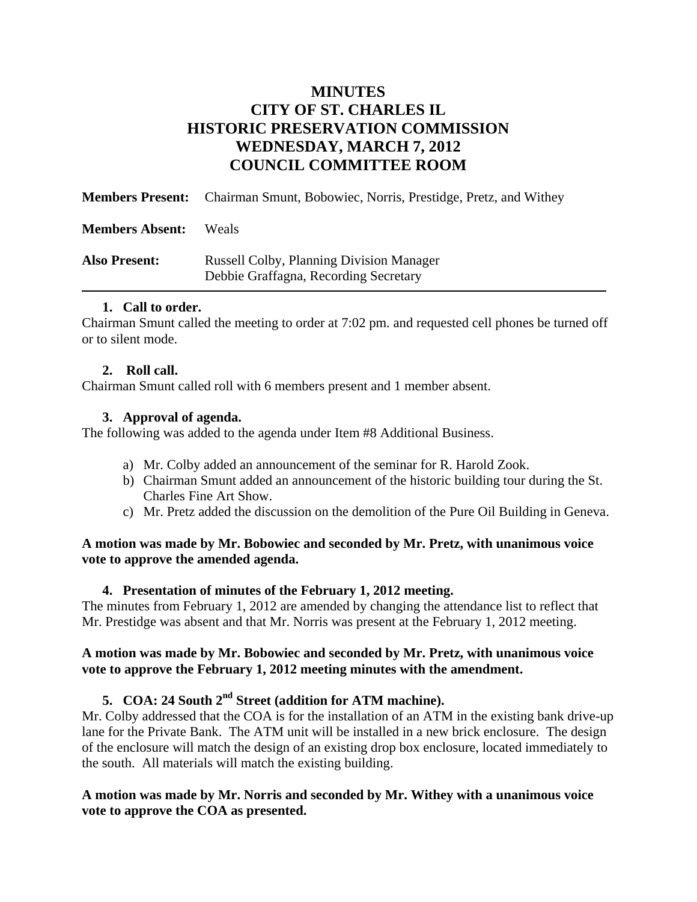# MINUTES
# CITY OF ST. CHARLES IL
# HISTORIC PRESERVATION COMMISSION
# WEDNESDAY, MARCH 7, 2012
# COUNCIL COMMITTEE ROOM

| | |
|---|---|
| **Members Present:** | Chairman Smunt, Bobowiec, Norris, Prestidge, Pretz, and Withey |
| **Members Absent:** | Weals |
| **Also Present:** | Russell Colby, Planning Division Manager<br>Debbie Graffagna, Recording Secretary |

**1. Call to order.**

Chairman Smunt called the meeting to order at 7:02 pm. and requested cell phones be turned off or to silent mode.

**2. Roll call.**

Chairman Smunt called roll with 6 members present and 1 member absent.

**3. Approval of agenda.**

The following was added to the agenda under Item #8 Additional Business.

a) Mr. Colby added an announcement of the seminar for R. Harold Zook.
b) Chairman Smunt added an announcement of the historic building tour during the St. Charles Fine Art Show.
c) Mr. Pretz added the discussion on the demolition of the Pure Oil Building in Geneva.

**A motion was made by Mr. Bobowiec and seconded by Mr. Pretz, with unanimous voice vote to approve the amended agenda.**

**4. Presentation of minutes of the February 1, 2012 meeting.**

The minutes from February 1, 2012 are amended by changing the attendance list to reflect that Mr. Prestidge was absent and that Mr. Norris was present at the February 1, 2012 meeting.

**A motion was made by Mr. Bobowiec and seconded by Mr. Pretz, with unanimous voice vote to approve the February 1, 2012 meeting minutes with the amendment.**

**5. COA: 24 South 2nd Street (addition for ATM machine).**

Mr. Colby addressed that the COA is for the installation of an ATM in the existing bank drive-up lane for the Private Bank. The ATM unit will be installed in a new brick enclosure. The design of the enclosure will match the design of an existing drop box enclosure, located immediately to the south. All materials will match the existing building.

**A motion was made by Mr. Norris and seconded by Mr. Withey with a unanimous voice vote to approve the COA as presented.**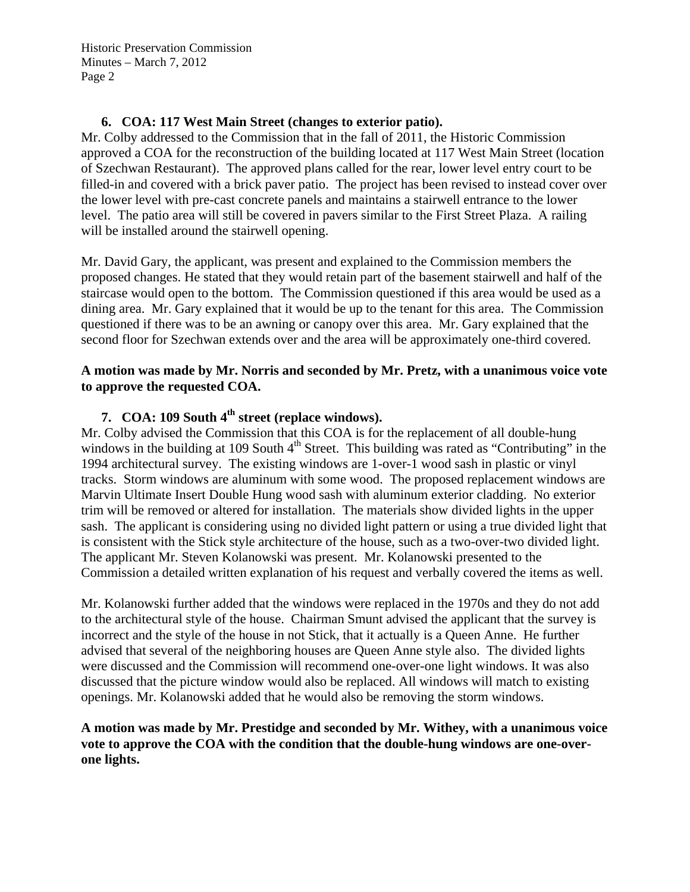**6. COA: 117 West Main Street (changes to exterior patio).**

Mr. Colby addressed to the Commission that in the fall of 2011, the Historic Commission approved a COA for the reconstruction of the building located at 117 West Main Street (location of Szechwan Restaurant). The approved plans called for the rear, lower level entry court to be filled-in and covered with a brick paver patio. The project has been revised to instead cover over the lower level with pre-cast concrete panels and maintains a stairwell entrance to the lower level. The patio area will still be covered in pavers similar to the First Street Plaza. A railing will be installed around the stairwell opening.

Mr. David Gary, the applicant, was present and explained to the Commission members the proposed changes. He stated that they would retain part of the basement stairwell and half of the staircase would open to the bottom. The Commission questioned if this area would be used as a dining area. Mr. Gary explained that it would be up to the tenant for this area. The Commission questioned if there was to be an awning or canopy over this area. Mr. Gary explained that the second floor for Szechwan extends over and the area will be approximately one-third covered.

**A motion was made by Mr. Norris and seconded by Mr. Pretz, with a unanimous voice vote to approve the requested COA.**

**7. COA: 109 South 4th street (replace windows).**

Mr. Colby advised the Commission that this COA is for the replacement of all double-hung windows in the building at 109 South 4th Street. This building was rated as "Contributing" in the 1994 architectural survey. The existing windows are 1-over-1 wood sash in plastic or vinyl tracks. Storm windows are aluminum with some wood. The proposed replacement windows are Marvin Ultimate Insert Double Hung wood sash with aluminum exterior cladding. No exterior trim will be removed or altered for installation. The materials show divided lights in the upper sash. The applicant is considering using no divided light pattern or using a true divided light that is consistent with the Stick style architecture of the house, such as a two-over-two divided light. The applicant Mr. Steven Kolanowski was present. Mr. Kolanowski presented to the Commission a detailed written explanation of his request and verbally covered the items as well.

Mr. Kolanowski further added that the windows were replaced in the 1970s and they do not add to the architectural style of the house. Chairman Smunt advised the applicant that the survey is incorrect and the style of the house in not Stick, that it actually is a Queen Anne. He further advised that several of the neighboring houses are Queen Anne style also. The divided lights were discussed and the Commission will recommend one-over-one light windows. It was also discussed that the picture window would also be replaced. All windows will match to existing openings. Mr. Kolanowski added that he would also be removing the storm windows.

**A motion was made by Mr. Prestidge and seconded by Mr. Withey, with a unanimous voice vote to approve the COA with the condition that the double-hung windows are one-over-one lights.**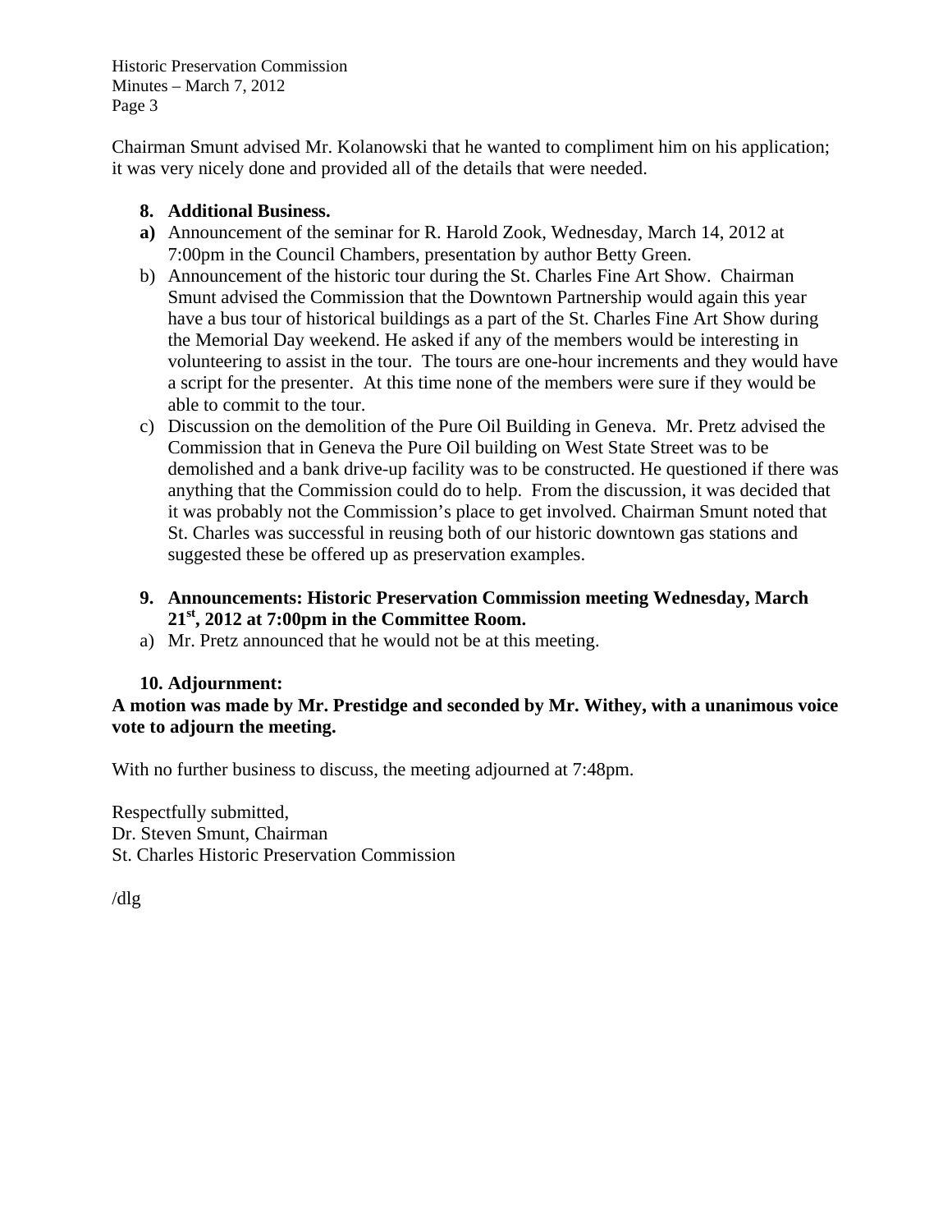Chairman Smunt advised Mr. Kolanowski that he wanted to compliment him on his application; it was very nicely done and provided all of the details that were needed.

**8. Additional Business.**

**a)** Announcement of the seminar for R. Harold Zook, Wednesday, March 14, 2012 at 7:00pm in the Council Chambers, presentation by author Betty Green.

b) Announcement of the historic tour during the St. Charles Fine Art Show. Chairman Smunt advised the Commission that the Downtown Partnership would again this year have a bus tour of historical buildings as a part of the St. Charles Fine Art Show during the Memorial Day weekend. He asked if any of the members would be interesting in volunteering to assist in the tour. The tours are one-hour increments and they would have a script for the presenter. At this time none of the members were sure if they would be able to commit to the tour.

c) Discussion on the demolition of the Pure Oil Building in Geneva. Mr. Pretz advised the Commission that in Geneva the Pure Oil building on West State Street was to be demolished and a bank drive-up facility was to be constructed. He questioned if there was anything that the Commission could do to help. From the discussion, it was decided that it was probably not the Commission's place to get involved. Chairman Smunt noted that St. Charles was successful in reusing both of our historic downtown gas stations and suggested these be offered up as preservation examples.

**9. Announcements: Historic Preservation Commission meeting Wednesday, March 21st, 2012 at 7:00pm in the Committee Room.**

a) Mr. Pretz announced that he would not be at this meeting.

**10. Adjournment:**

**A motion was made by Mr. Prestidge and seconded by Mr. Withey, with a unanimous voice vote to adjourn the meeting.**

With no further business to discuss, the meeting adjourned at 7:48pm.

Respectfully submitted,
Dr. Steven Smunt, Chairman
St. Charles Historic Preservation Commission

/dlg